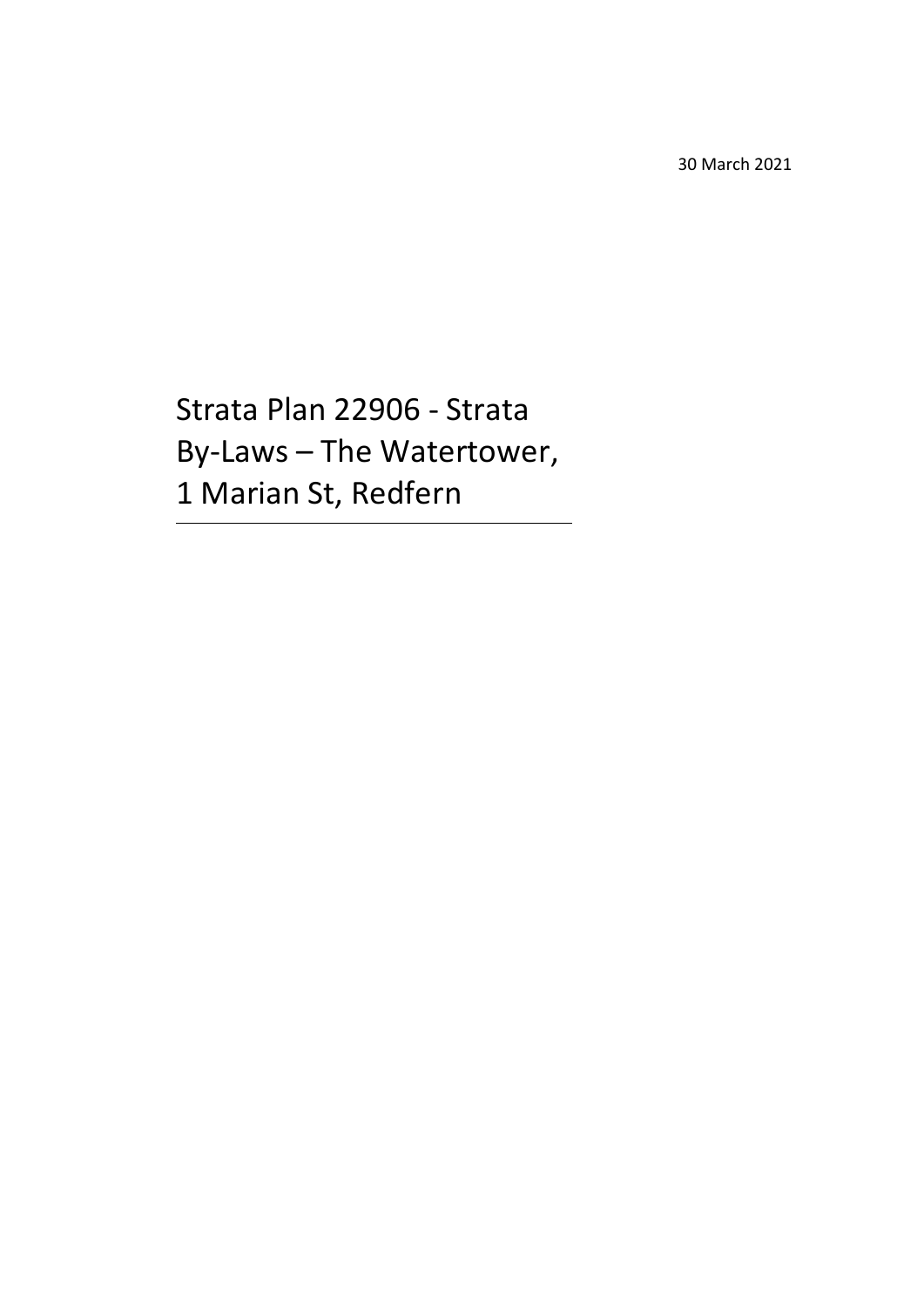30 March 2021

# Strata Plan 22906 - Strata By-Laws – The Watertower, 1 Marian St, Redfern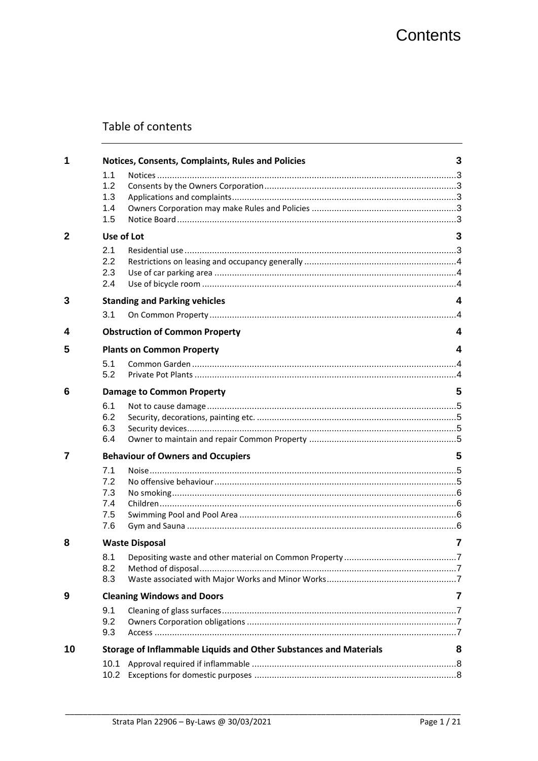# Contents

## Table of contents

| | | |
|---|---|---|
| **1** | **Notices, Consents, Complaints, Rules and Policies** | **3** |
| 1.1 | Notices | 3 |
| 1.2 | Consents by the Owners Corporation | 3 |
| 1.3 | Applications and complaints | 3 |
| 1.4 | Owners Corporation may make Rules and Policies | 3 |
| 1.5 | Notice Board | 3 |
| **2** | **Use of Lot** | **3** |
| 2.1 | Residential use | 3 |
| 2.2 | Restrictions on leasing and occupancy generally | 4 |
| 2.3 | Use of car parking area | 4 |
| 2.4 | Use of bicycle room | 4 |
| **3** | **Standing and Parking vehicles** | **4** |
| 3.1 | On Common Property | 4 |
| **4** | **Obstruction of Common Property** | **4** |
| **5** | **Plants on Common Property** | **4** |
| 5.1 | Common Garden | 4 |
| 5.2 | Private Pot Plants | 4 |
| **6** | **Damage to Common Property** | **5** |
| 6.1 | Not to cause damage | 5 |
| 6.2 | Security, decorations, painting etc. | 5 |
| 6.3 | Security devices | 5 |
| 6.4 | Owner to maintain and repair Common Property | 5 |
| **7** | **Behaviour of Owners and Occupiers** | **5** |
| 7.1 | Noise | 5 |
| 7.2 | No offensive behaviour | 5 |
| 7.3 | No smoking | 6 |
| 7.4 | Children | 6 |
| 7.5 | Swimming Pool and Pool Area | 6 |
| 7.6 | Gym and Sauna | 6 |
| **8** | **Waste Disposal** | **7** |
| 8.1 | Depositing waste and other material on Common Property | 7 |
| 8.2 | Method of disposal | 7 |
| 8.3 | Waste associated with Major Works and Minor Works | 7 |
| **9** | **Cleaning Windows and Doors** | **7** |
| 9.1 | Cleaning of glass surfaces | 7 |
| 9.2 | Owners Corporation obligations | 7 |
| 9.3 | Access | 7 |
| **10** | **Storage of Inflammable Liquids and Other Substances and Materials** | **8** |
| 10.1 | Approval required if inflammable | 8 |
| 10.2 | Exceptions for domestic purposes | 8 |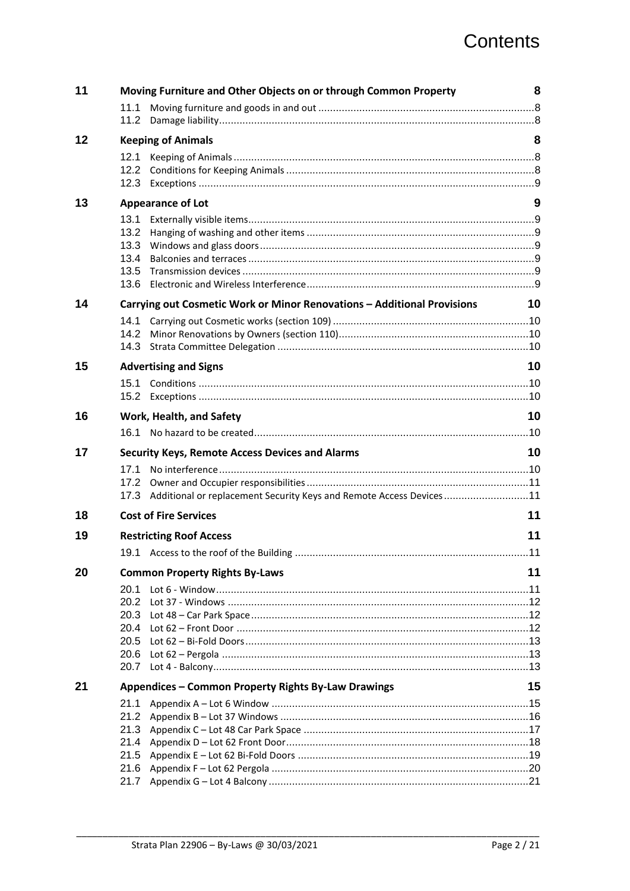# Contents

| | | |
|---|---|---|
| **11** | **Moving Furniture and Other Objects on or through Common Property** | **8** |
| | 11.1 Moving furniture and goods in and out | 8 |
| | 11.2 Damage liability | 8 |
| **12** | **Keeping of Animals** | **8** |
| | 12.1 Keeping of Animals | 8 |
| | 12.2 Conditions for Keeping Animals | 8 |
| | 12.3 Exceptions | 9 |
| **13** | **Appearance of Lot** | **9** |
| | 13.1 Externally visible items | 9 |
| | 13.2 Hanging of washing and other items | 9 |
| | 13.3 Windows and glass doors | 9 |
| | 13.4 Balconies and terraces | 9 |
| | 13.5 Transmission devices | 9 |
| | 13.6 Electronic and Wireless Interference | 9 |
| **14** | **Carrying out Cosmetic Work or Minor Renovations – Additional Provisions** | **10** |
| | 14.1 Carrying out Cosmetic works (section 109) | 10 |
| | 14.2 Minor Renovations by Owners (section 110) | 10 |
| | 14.3 Strata Committee Delegation | 10 |
| **15** | **Advertising and Signs** | **10** |
| | 15.1 Conditions | 10 |
| | 15.2 Exceptions | 10 |
| **16** | **Work, Health, and Safety** | **10** |
| | 16.1 No hazard to be created | 10 |
| **17** | **Security Keys, Remote Access Devices and Alarms** | **10** |
| | 17.1 No interference | 10 |
| | 17.2 Owner and Occupier responsibilities | 11 |
| | 17.3 Additional or replacement Security Keys and Remote Access Devices | 11 |
| **18** | **Cost of Fire Services** | **11** |
| **19** | **Restricting Roof Access** | **11** |
| | 19.1 Access to the roof of the Building | 11 |
| **20** | **Common Property Rights By-Laws** | **11** |
| | 20.1 Lot 6 - Window | 11 |
| | 20.2 Lot 37 - Windows | 12 |
| | 20.3 Lot 48 – Car Park Space | 12 |
| | 20.4 Lot 62 – Front Door | 12 |
| | 20.5 Lot 62 – Bi-Fold Doors | 13 |
| | 20.6 Lot 62 – Pergola | 13 |
| | 20.7 Lot 4 - Balcony | 13 |
| **21** | **Appendices – Common Property Rights By-Law Drawings** | **15** |
| | 21.1 Appendix A – Lot 6 Window | 15 |
| | 21.2 Appendix B – Lot 37 Windows | 16 |
| | 21.3 Appendix C – Lot 48 Car Park Space | 17 |
| | 21.4 Appendix D – Lot 62 Front Door | 18 |
| | 21.5 Appendix E – Lot 62 Bi-Fold Doors | 19 |
| | 21.6 Appendix F – Lot 62 Pergola | 20 |
| | 21.7 Appendix G – Lot 4 Balcony | 21 |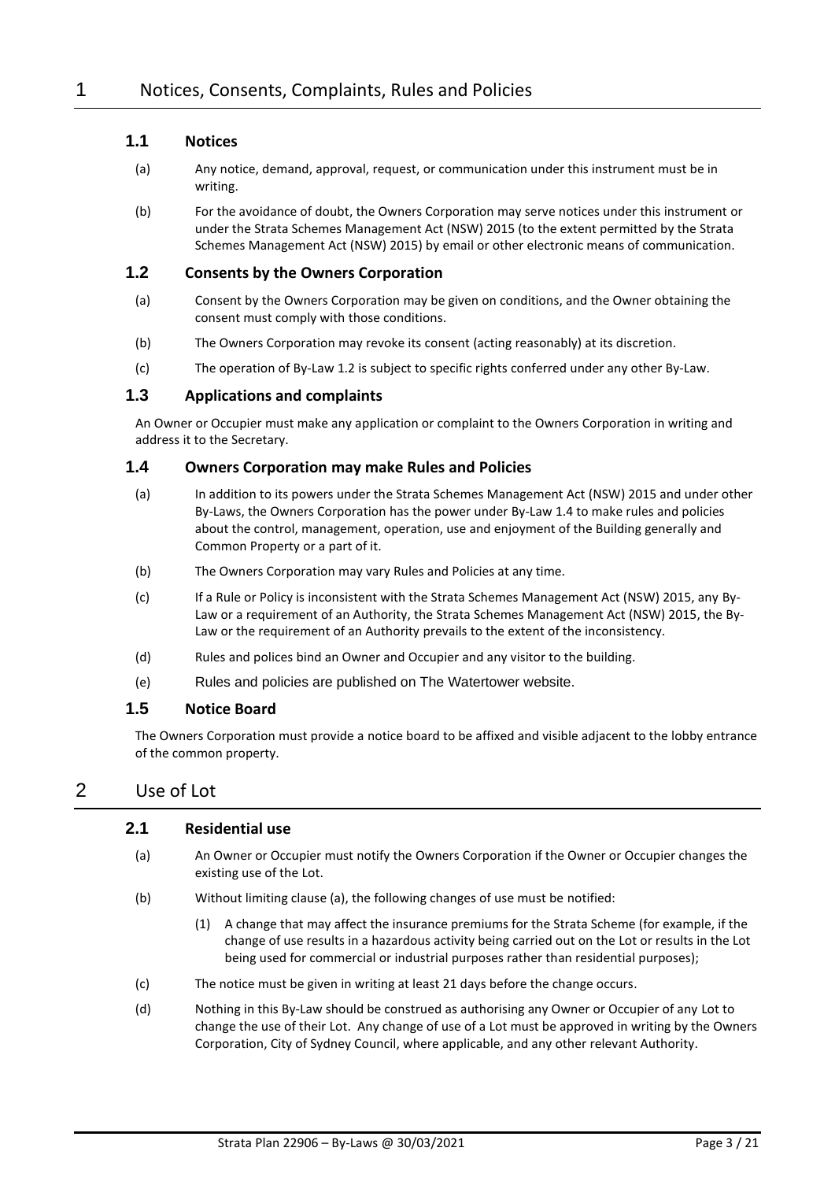# 1 Notices, Consents, Complaints, Rules and Policies

## 1.1 Notices

(a) Any notice, demand, approval, request, or communication under this instrument must be in writing.

(b) For the avoidance of doubt, the Owners Corporation may serve notices under this instrument or under the Strata Schemes Management Act (NSW) 2015 (to the extent permitted by the Strata Schemes Management Act (NSW) 2015) by email or other electronic means of communication.

## 1.2 Consents by the Owners Corporation

(a) Consent by the Owners Corporation may be given on conditions, and the Owner obtaining the consent must comply with those conditions.

(b) The Owners Corporation may revoke its consent (acting reasonably) at its discretion.

(c) The operation of By-Law 1.2 is subject to specific rights conferred under any other By-Law.

## 1.3 Applications and complaints

An Owner or Occupier must make any application or complaint to the Owners Corporation in writing and address it to the Secretary.

## 1.4 Owners Corporation may make Rules and Policies

(a) In addition to its powers under the Strata Schemes Management Act (NSW) 2015 and under other By-Laws, the Owners Corporation has the power under By-Law 1.4 to make rules and policies about the control, management, operation, use and enjoyment of the Building generally and Common Property or a part of it.

(b) The Owners Corporation may vary Rules and Policies at any time.

(c) If a Rule or Policy is inconsistent with the Strata Schemes Management Act (NSW) 2015, any By-Law or a requirement of an Authority, the Strata Schemes Management Act (NSW) 2015, the By-Law or the requirement of an Authority prevails to the extent of the inconsistency.

(d) Rules and polices bind an Owner and Occupier and any visitor to the building.

(e) Rules and policies are published on The Watertower website.

## 1.5 Notice Board

The Owners Corporation must provide a notice board to be affixed and visible adjacent to the lobby entrance of the common property.

# 2 Use of Lot

## 2.1 Residential use

(a) An Owner or Occupier must notify the Owners Corporation if the Owner or Occupier changes the existing use of the Lot.

(b) Without limiting clause (a), the following changes of use must be notified:

  (1) A change that may affect the insurance premiums for the Strata Scheme (for example, if the change of use results in a hazardous activity being carried out on the Lot or results in the Lot being used for commercial or industrial purposes rather than residential purposes);

(c) The notice must be given in writing at least 21 days before the change occurs.

(d) Nothing in this By-Law should be construed as authorising any Owner or Occupier of any Lot to change the use of their Lot. Any change of use of a Lot must be approved in writing by the Owners Corporation, City of Sydney Council, where applicable, and any other relevant Authority.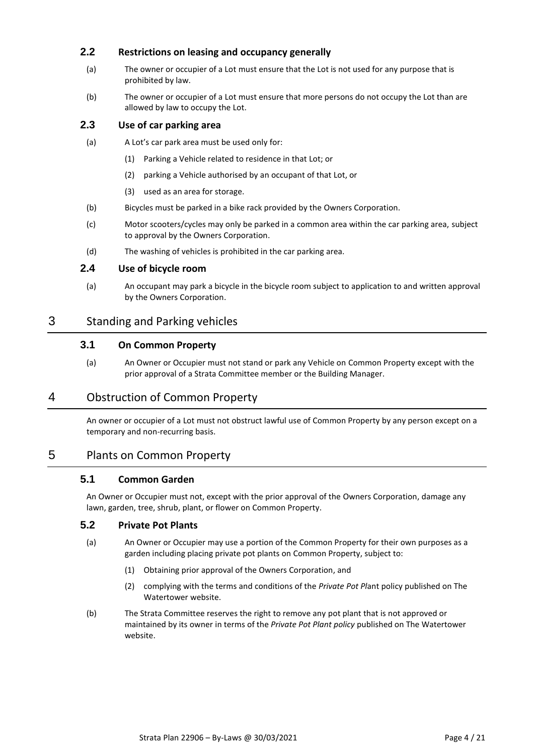### 2.2 Restrictions on leasing and occupancy generally

(a) The owner or occupier of a Lot must ensure that the Lot is not used for any purpose that is prohibited by law.

(b) The owner or occupier of a Lot must ensure that more persons do not occupy the Lot than are allowed by law to occupy the Lot.

### 2.3 Use of car parking area

(a) A Lot's car park area must be used only for:

(1) Parking a Vehicle related to residence in that Lot; or

(2) parking a Vehicle authorised by an occupant of that Lot, or

(3) used as an area for storage.

(b) Bicycles must be parked in a bike rack provided by the Owners Corporation.

(c) Motor scooters/cycles may only be parked in a common area within the car parking area, subject to approval by the Owners Corporation.

(d) The washing of vehicles is prohibited in the car parking area.

### 2.4 Use of bicycle room

(a) An occupant may park a bicycle in the bicycle room subject to application to and written approval by the Owners Corporation.

## 3 Standing and Parking vehicles

### 3.1 On Common Property

(a) An Owner or Occupier must not stand or park any Vehicle on Common Property except with the prior approval of a Strata Committee member or the Building Manager.

## 4 Obstruction of Common Property

An owner or occupier of a Lot must not obstruct lawful use of Common Property by any person except on a temporary and non-recurring basis.

## 5 Plants on Common Property

### 5.1 Common Garden

An Owner or Occupier must not, except with the prior approval of the Owners Corporation, damage any lawn, garden, tree, shrub, plant, or flower on Common Property.

### 5.2 Private Pot Plants

(a) An Owner or Occupier may use a portion of the Common Property for their own purposes as a garden including placing private pot plants on Common Property, subject to:

(1) Obtaining prior approval of the Owners Corporation, and

(2) complying with the terms and conditions of the *Private Pot Pl*ant policy published on The Watertower website.

(b) The Strata Committee reserves the right to remove any pot plant that is not approved or maintained by its owner in terms of the *Private Pot Plant policy* published on The Watertower website.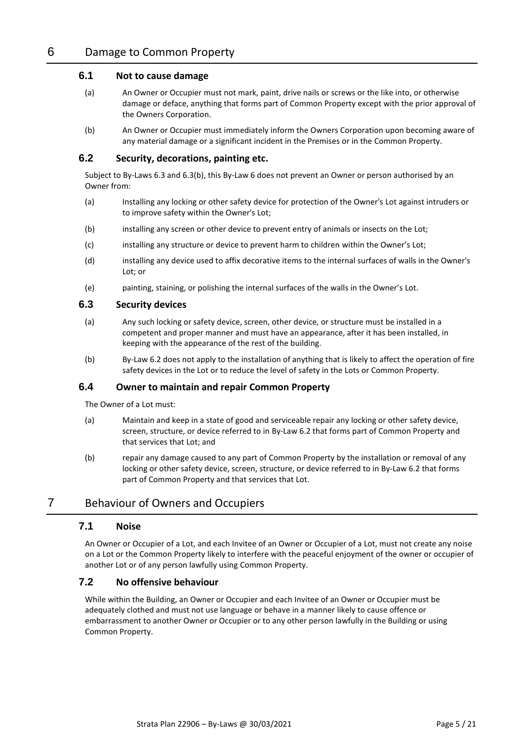# 6 Damage to Common Property

## 6.1 Not to cause damage

(a) An Owner or Occupier must not mark, paint, drive nails or screws or the like into, or otherwise damage or deface, anything that forms part of Common Property except with the prior approval of the Owners Corporation.

(b) An Owner or Occupier must immediately inform the Owners Corporation upon becoming aware of any material damage or a significant incident in the Premises or in the Common Property.

## 6.2 Security, decorations, painting etc.

Subject to By-Laws 6.3 and 6.3(b), this By-Law 6 does not prevent an Owner or person authorised by an Owner from:

(a) Installing any locking or other safety device for protection of the Owner's Lot against intruders or to improve safety within the Owner's Lot;

(b) installing any screen or other device to prevent entry of animals or insects on the Lot;

(c) installing any structure or device to prevent harm to children within the Owner's Lot;

(d) installing any device used to affix decorative items to the internal surfaces of walls in the Owner's Lot; or

(e) painting, staining, or polishing the internal surfaces of the walls in the Owner's Lot.

## 6.3 Security devices

(a) Any such locking or safety device, screen, other device, or structure must be installed in a competent and proper manner and must have an appearance, after it has been installed, in keeping with the appearance of the rest of the building.

(b) By-Law 6.2 does not apply to the installation of anything that is likely to affect the operation of fire safety devices in the Lot or to reduce the level of safety in the Lots or Common Property.

## 6.4 Owner to maintain and repair Common Property

The Owner of a Lot must:

(a) Maintain and keep in a state of good and serviceable repair any locking or other safety device, screen, structure, or device referred to in By-Law 6.2 that forms part of Common Property and that services that Lot; and

(b) repair any damage caused to any part of Common Property by the installation or removal of any locking or other safety device, screen, structure, or device referred to in By-Law 6.2 that forms part of Common Property and that services that Lot.

# 7 Behaviour of Owners and Occupiers

## 7.1 Noise

An Owner or Occupier of a Lot, and each Invitee of an Owner or Occupier of a Lot, must not create any noise on a Lot or the Common Property likely to interfere with the peaceful enjoyment of the owner or occupier of another Lot or of any person lawfully using Common Property.

## 7.2 No offensive behaviour

While within the Building, an Owner or Occupier and each Invitee of an Owner or Occupier must be adequately clothed and must not use language or behave in a manner likely to cause offence or embarrassment to another Owner or Occupier or to any other person lawfully in the Building or using Common Property.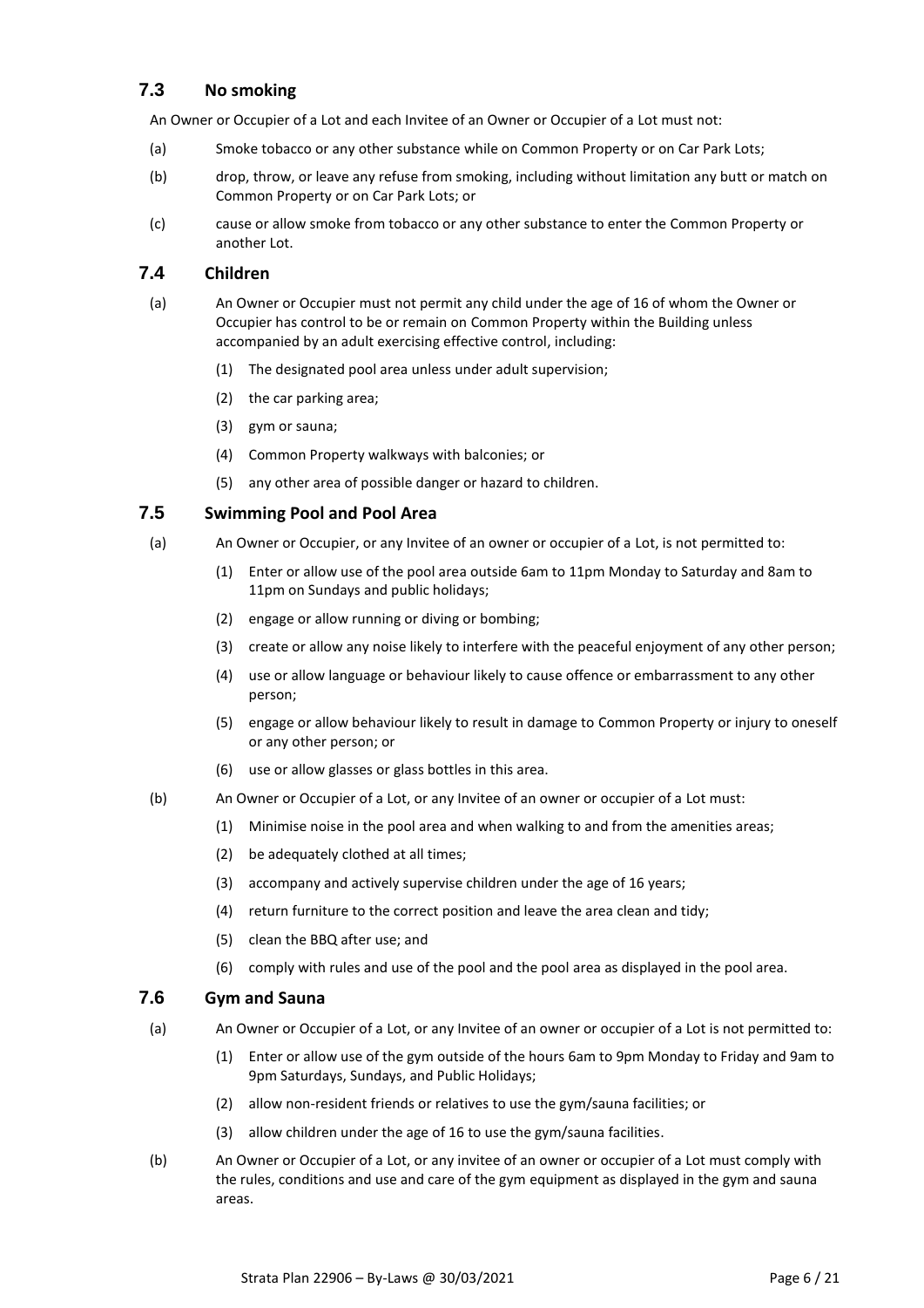### 7.3 No smoking

An Owner or Occupier of a Lot and each Invitee of an Owner or Occupier of a Lot must not:

(a) Smoke tobacco or any other substance while on Common Property or on Car Park Lots;

(b) drop, throw, or leave any refuse from smoking, including without limitation any butt or match on Common Property or on Car Park Lots; or

(c) cause or allow smoke from tobacco or any other substance to enter the Common Property or another Lot.

### 7.4 Children

(a) An Owner or Occupier must not permit any child under the age of 16 of whom the Owner or Occupier has control to be or remain on Common Property within the Building unless accompanied by an adult exercising effective control, including:

(1) The designated pool area unless under adult supervision;

(2) the car parking area;

(3) gym or sauna;

(4) Common Property walkways with balconies; or

(5) any other area of possible danger or hazard to children.

### 7.5 Swimming Pool and Pool Area

(a) An Owner or Occupier, or any Invitee of an owner or occupier of a Lot, is not permitted to:

(1) Enter or allow use of the pool area outside 6am to 11pm Monday to Saturday and 8am to 11pm on Sundays and public holidays;

(2) engage or allow running or diving or bombing;

(3) create or allow any noise likely to interfere with the peaceful enjoyment of any other person;

(4) use or allow language or behaviour likely to cause offence or embarrassment to any other person;

(5) engage or allow behaviour likely to result in damage to Common Property or injury to oneself or any other person; or

(6) use or allow glasses or glass bottles in this area.

(b) An Owner or Occupier of a Lot, or any Invitee of an owner or occupier of a Lot must:

(1) Minimise noise in the pool area and when walking to and from the amenities areas;

(2) be adequately clothed at all times;

(3) accompany and actively supervise children under the age of 16 years;

(4) return furniture to the correct position and leave the area clean and tidy;

(5) clean the BBQ after use; and

(6) comply with rules and use of the pool and the pool area as displayed in the pool area.

### 7.6 Gym and Sauna

(a) An Owner or Occupier of a Lot, or any Invitee of an owner or occupier of a Lot is not permitted to:

(1) Enter or allow use of the gym outside of the hours 6am to 9pm Monday to Friday and 9am to 9pm Saturdays, Sundays, and Public Holidays;

(2) allow non-resident friends or relatives to use the gym/sauna facilities; or

(3) allow children under the age of 16 to use the gym/sauna facilities.

(b) An Owner or Occupier of a Lot, or any invitee of an owner or occupier of a Lot must comply with the rules, conditions and use and care of the gym equipment as displayed in the gym and sauna areas.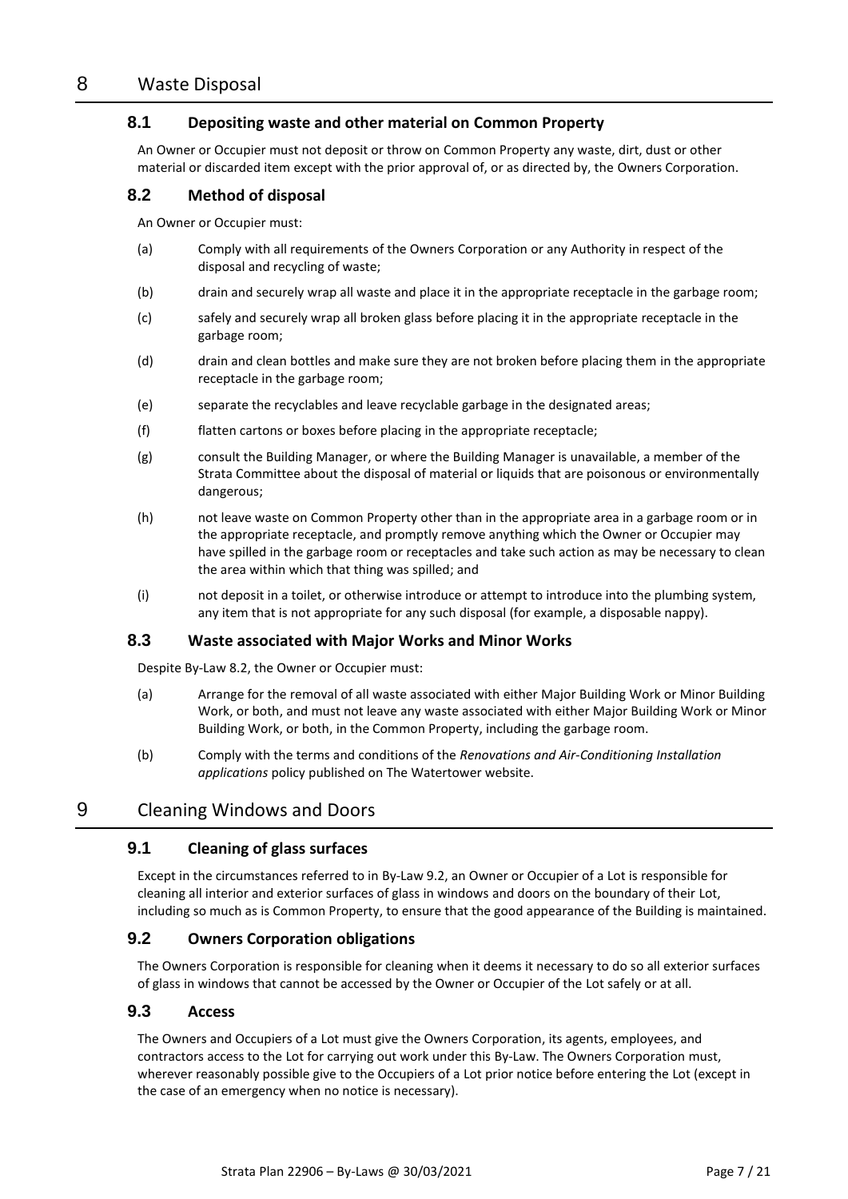# 8 Waste Disposal

## 8.1 Depositing waste and other material on Common Property

An Owner or Occupier must not deposit or throw on Common Property any waste, dirt, dust or other material or discarded item except with the prior approval of, or as directed by, the Owners Corporation.

## 8.2 Method of disposal

An Owner or Occupier must:

(a) Comply with all requirements of the Owners Corporation or any Authority in respect of the disposal and recycling of waste;

(b) drain and securely wrap all waste and place it in the appropriate receptacle in the garbage room;

(c) safely and securely wrap all broken glass before placing it in the appropriate receptacle in the garbage room;

(d) drain and clean bottles and make sure they are not broken before placing them in the appropriate receptacle in the garbage room;

(e) separate the recyclables and leave recyclable garbage in the designated areas;

(f) flatten cartons or boxes before placing in the appropriate receptacle;

(g) consult the Building Manager, or where the Building Manager is unavailable, a member of the Strata Committee about the disposal of material or liquids that are poisonous or environmentally dangerous;

(h) not leave waste on Common Property other than in the appropriate area in a garbage room or in the appropriate receptacle, and promptly remove anything which the Owner or Occupier may have spilled in the garbage room or receptacles and take such action as may be necessary to clean the area within which that thing was spilled; and

(i) not deposit in a toilet, or otherwise introduce or attempt to introduce into the plumbing system, any item that is not appropriate for any such disposal (for example, a disposable nappy).

## 8.3 Waste associated with Major Works and Minor Works

Despite By-Law 8.2, the Owner or Occupier must:

(a) Arrange for the removal of all waste associated with either Major Building Work or Minor Building Work, or both, and must not leave any waste associated with either Major Building Work or Minor Building Work, or both, in the Common Property, including the garbage room.

(b) Comply with the terms and conditions of the *Renovations and Air-Conditioning Installation applications* policy published on The Watertower website.

# 9 Cleaning Windows and Doors

## 9.1 Cleaning of glass surfaces

Except in the circumstances referred to in By-Law 9.2, an Owner or Occupier of a Lot is responsible for cleaning all interior and exterior surfaces of glass in windows and doors on the boundary of their Lot, including so much as is Common Property, to ensure that the good appearance of the Building is maintained.

## 9.2 Owners Corporation obligations

The Owners Corporation is responsible for cleaning when it deems it necessary to do so all exterior surfaces of glass in windows that cannot be accessed by the Owner or Occupier of the Lot safely or at all.

## 9.3 Access

The Owners and Occupiers of a Lot must give the Owners Corporation, its agents, employees, and contractors access to the Lot for carrying out work under this By-Law. The Owners Corporation must, wherever reasonably possible give to the Occupiers of a Lot prior notice before entering the Lot (except in the case of an emergency when no notice is necessary).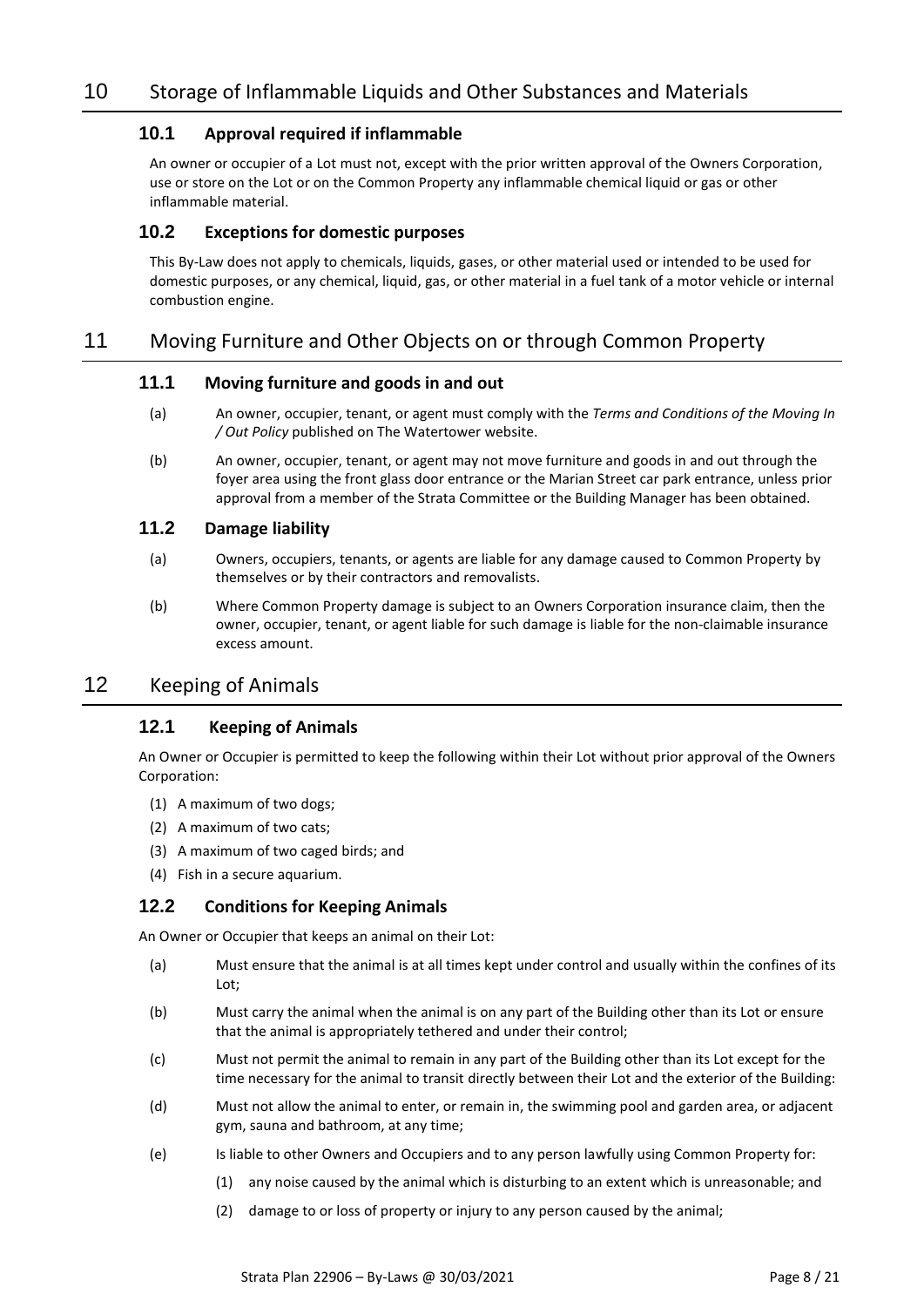## 10 Storage of Inflammable Liquids and Other Substances and Materials

### 10.1 Approval required if inflammable

An owner or occupier of a Lot must not, except with the prior written approval of the Owners Corporation, use or store on the Lot or on the Common Property any inflammable chemical liquid or gas or other inflammable material.

### 10.2 Exceptions for domestic purposes

This By-Law does not apply to chemicals, liquids, gases, or other material used or intended to be used for domestic purposes, or any chemical, liquid, gas, or other material in a fuel tank of a motor vehicle or internal combustion engine.

## 11 Moving Furniture and Other Objects on or through Common Property

### 11.1 Moving furniture and goods in and out

(a) An owner, occupier, tenant, or agent must comply with the *Terms and Conditions of the Moving In / Out Policy* published on The Watertower website.

(b) An owner, occupier, tenant, or agent may not move furniture and goods in and out through the foyer area using the front glass door entrance or the Marian Street car park entrance, unless prior approval from a member of the Strata Committee or the Building Manager has been obtained.

### 11.2 Damage liability

(a) Owners, occupiers, tenants, or agents are liable for any damage caused to Common Property by themselves or by their contractors and removalists.

(b) Where Common Property damage is subject to an Owners Corporation insurance claim, then the owner, occupier, tenant, or agent liable for such damage is liable for the non-claimable insurance excess amount.

## 12 Keeping of Animals

### 12.1 Keeping of Animals

An Owner or Occupier is permitted to keep the following within their Lot without prior approval of the Owners Corporation:

(1) A maximum of two dogs;
(2) A maximum of two cats;
(3) A maximum of two caged birds; and
(4) Fish in a secure aquarium.

### 12.2 Conditions for Keeping Animals

An Owner or Occupier that keeps an animal on their Lot:

(a) Must ensure that the animal is at all times kept under control and usually within the confines of its Lot;

(b) Must carry the animal when the animal is on any part of the Building other than its Lot or ensure that the animal is appropriately tethered and under their control;

(c) Must not permit the animal to remain in any part of the Building other than its Lot except for the time necessary for the animal to transit directly between their Lot and the exterior of the Building:

(d) Must not allow the animal to enter, or remain in, the swimming pool and garden area, or adjacent gym, sauna and bathroom, at any time;

(e) Is liable to other Owners and Occupiers and to any person lawfully using Common Property for:

(1) any noise caused by the animal which is disturbing to an extent which is unreasonable; and

(2) damage to or loss of property or injury to any person caused by the animal;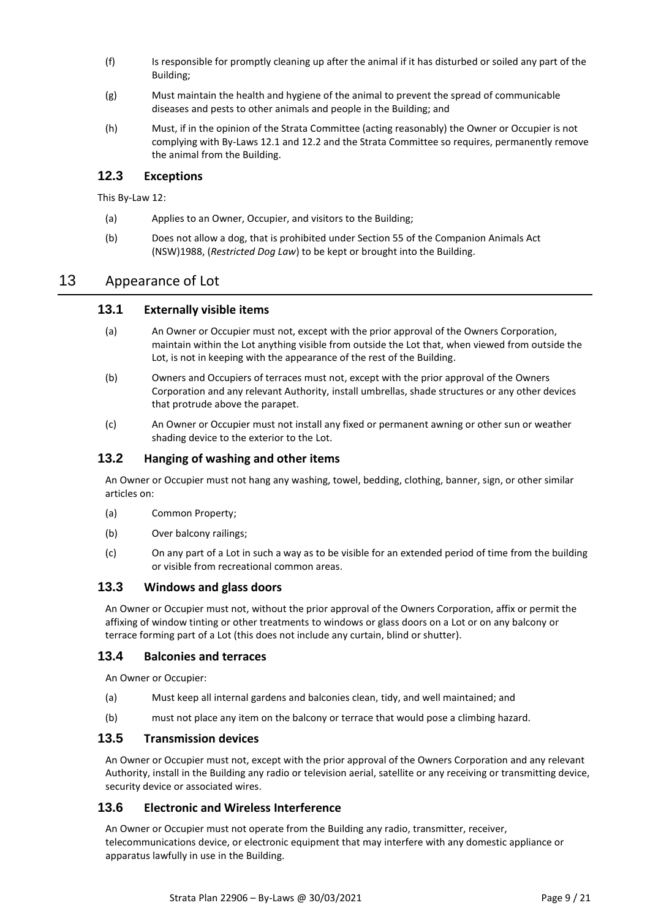(f) Is responsible for promptly cleaning up after the animal if it has disturbed or soiled any part of the Building;

(g) Must maintain the health and hygiene of the animal to prevent the spread of communicable diseases and pests to other animals and people in the Building; and

(h) Must, if in the opinion of the Strata Committee (acting reasonably) the Owner or Occupier is not complying with By-Laws 12.1 and 12.2 and the Strata Committee so requires, permanently remove the animal from the Building.

### 12.3 Exceptions

This By-Law 12:

(a) Applies to an Owner, Occupier, and visitors to the Building;

(b) Does not allow a dog, that is prohibited under Section 55 of the Companion Animals Act (NSW)1988, (*Restricted Dog Law*) to be kept or brought into the Building.

## 13 Appearance of Lot

### 13.1 Externally visible items

(a) An Owner or Occupier must not, except with the prior approval of the Owners Corporation, maintain within the Lot anything visible from outside the Lot that, when viewed from outside the Lot, is not in keeping with the appearance of the rest of the Building.

(b) Owners and Occupiers of terraces must not, except with the prior approval of the Owners Corporation and any relevant Authority, install umbrellas, shade structures or any other devices that protrude above the parapet.

(c) An Owner or Occupier must not install any fixed or permanent awning or other sun or weather shading device to the exterior to the Lot.

### 13.2 Hanging of washing and other items

An Owner or Occupier must not hang any washing, towel, bedding, clothing, banner, sign, or other similar articles on:

(a) Common Property;

(b) Over balcony railings;

(c) On any part of a Lot in such a way as to be visible for an extended period of time from the building or visible from recreational common areas.

### 13.3 Windows and glass doors

An Owner or Occupier must not, without the prior approval of the Owners Corporation, affix or permit the affixing of window tinting or other treatments to windows or glass doors on a Lot or on any balcony or terrace forming part of a Lot (this does not include any curtain, blind or shutter).

### 13.4 Balconies and terraces

An Owner or Occupier:

(a) Must keep all internal gardens and balconies clean, tidy, and well maintained; and

(b) must not place any item on the balcony or terrace that would pose a climbing hazard.

### 13.5 Transmission devices

An Owner or Occupier must not, except with the prior approval of the Owners Corporation and any relevant Authority, install in the Building any radio or television aerial, satellite or any receiving or transmitting device, security device or associated wires.

### 13.6 Electronic and Wireless Interference

An Owner or Occupier must not operate from the Building any radio, transmitter, receiver, telecommunications device, or electronic equipment that may interfere with any domestic appliance or apparatus lawfully in use in the Building.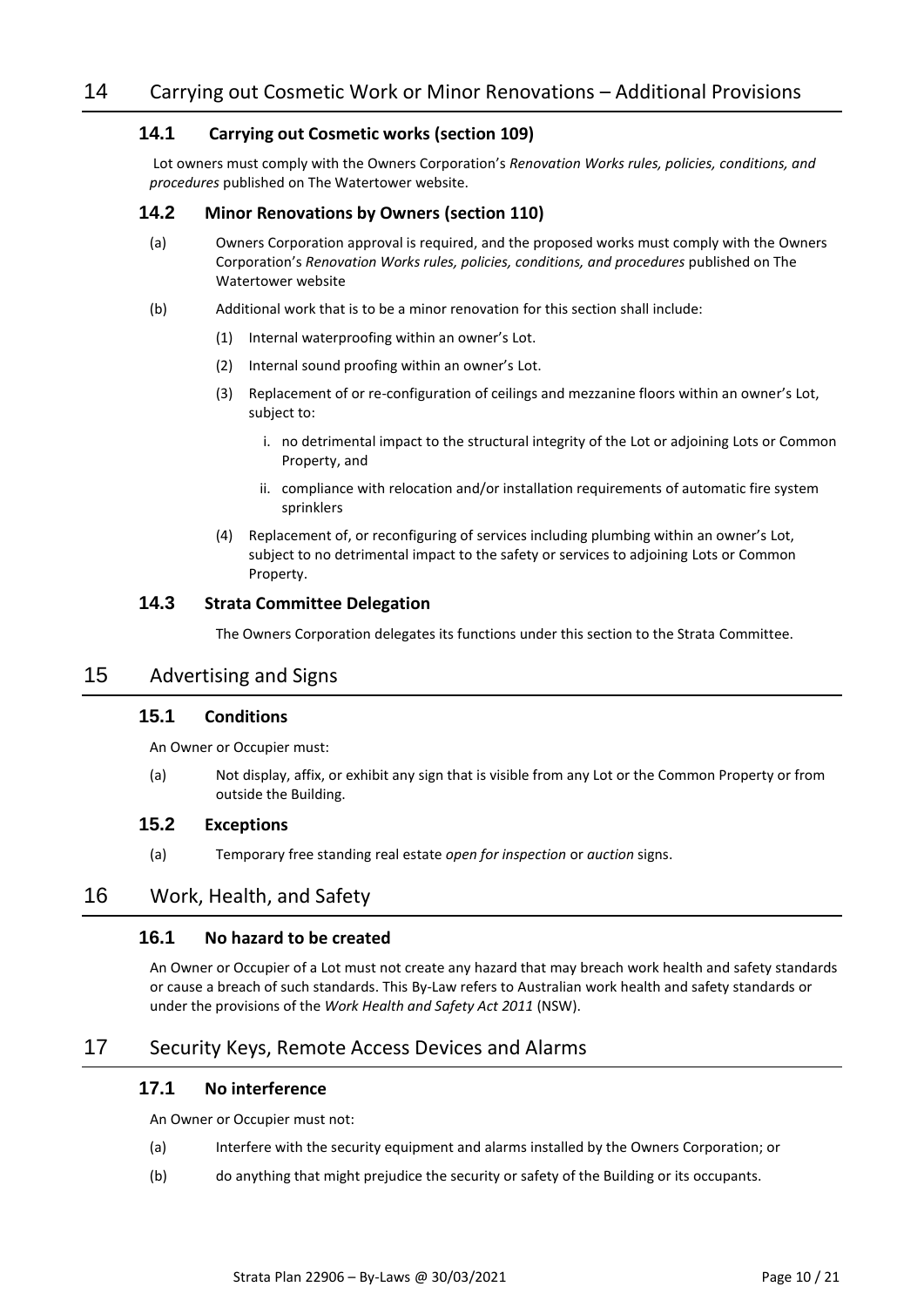# 14 Carrying out Cosmetic Work or Minor Renovations – Additional Provisions

## 14.1 Carrying out Cosmetic works (section 109)

Lot owners must comply with the Owners Corporation's *Renovation Works rules, policies, conditions, and procedures* published on The Watertower website.

## 14.2 Minor Renovations by Owners (section 110)

(a) Owners Corporation approval is required, and the proposed works must comply with the Owners Corporation's *Renovation Works rules, policies, conditions, and procedures* published on The Watertower website

(b) Additional work that is to be a minor renovation for this section shall include:

(1) Internal waterproofing within an owner's Lot.

(2) Internal sound proofing within an owner's Lot.

(3) Replacement of or re-configuration of ceilings and mezzanine floors within an owner's Lot, subject to:

i. no detrimental impact to the structural integrity of the Lot or adjoining Lots or Common Property, and

ii. compliance with relocation and/or installation requirements of automatic fire system sprinklers

(4) Replacement of, or reconfiguring of services including plumbing within an owner's Lot, subject to no detrimental impact to the safety or services to adjoining Lots or Common Property.

## 14.3 Strata Committee Delegation

The Owners Corporation delegates its functions under this section to the Strata Committee.

# 15 Advertising and Signs

## 15.1 Conditions

An Owner or Occupier must:

(a) Not display, affix, or exhibit any sign that is visible from any Lot or the Common Property or from outside the Building.

## 15.2 Exceptions

(a) Temporary free standing real estate *open for inspection* or *auction* signs.

# 16 Work, Health, and Safety

## 16.1 No hazard to be created

An Owner or Occupier of a Lot must not create any hazard that may breach work health and safety standards or cause a breach of such standards. This By-Law refers to Australian work health and safety standards or under the provisions of the *Work Health and Safety Act 2011* (NSW).

# 17 Security Keys, Remote Access Devices and Alarms

## 17.1 No interference

An Owner or Occupier must not:

(a) Interfere with the security equipment and alarms installed by the Owners Corporation; or

(b) do anything that might prejudice the security or safety of the Building or its occupants.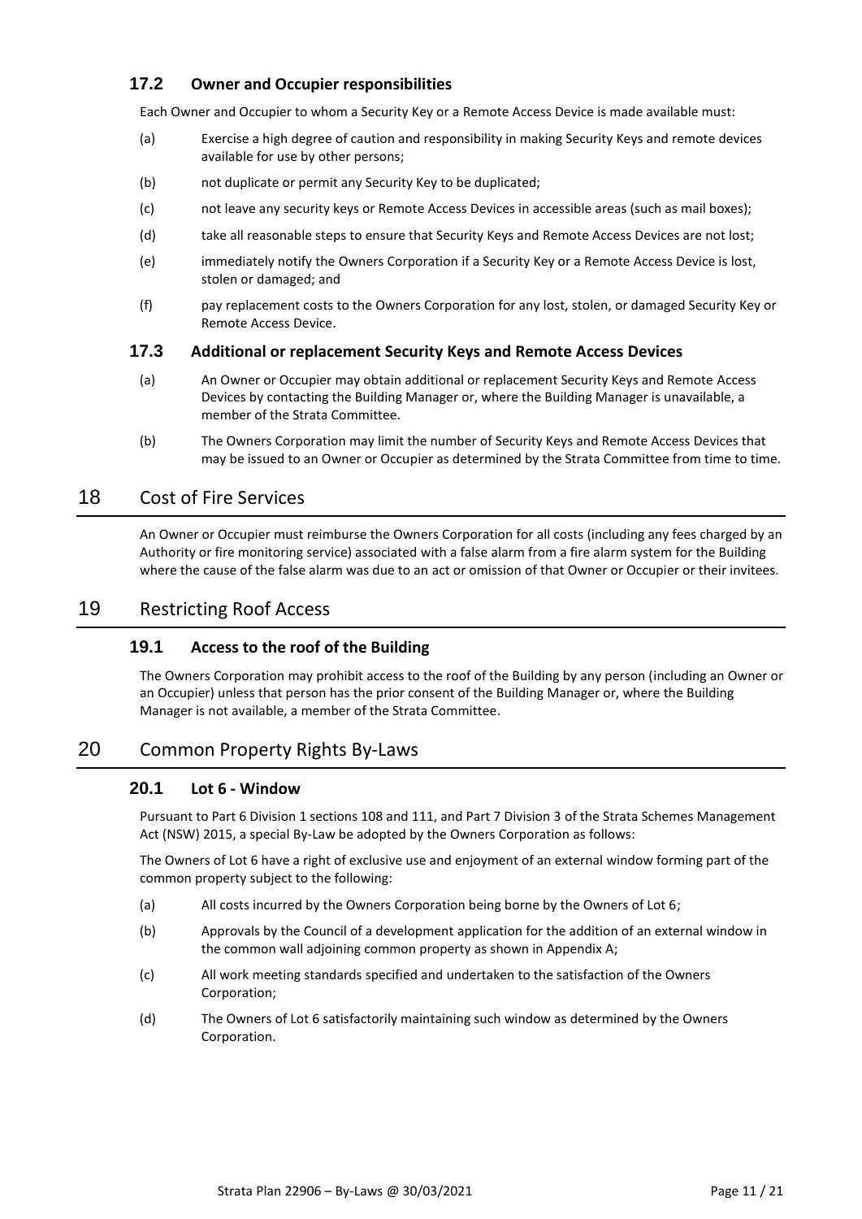### 17.2 Owner and Occupier responsibilities

Each Owner and Occupier to whom a Security Key or a Remote Access Device is made available must:

(a) Exercise a high degree of caution and responsibility in making Security Keys and remote devices available for use by other persons;

(b) not duplicate or permit any Security Key to be duplicated;

(c) not leave any security keys or Remote Access Devices in accessible areas (such as mail boxes);

(d) take all reasonable steps to ensure that Security Keys and Remote Access Devices are not lost;

(e) immediately notify the Owners Corporation if a Security Key or a Remote Access Device is lost, stolen or damaged; and

(f) pay replacement costs to the Owners Corporation for any lost, stolen, or damaged Security Key or Remote Access Device.

### 17.3 Additional or replacement Security Keys and Remote Access Devices

(a) An Owner or Occupier may obtain additional or replacement Security Keys and Remote Access Devices by contacting the Building Manager or, where the Building Manager is unavailable, a member of the Strata Committee.

(b) The Owners Corporation may limit the number of Security Keys and Remote Access Devices that may be issued to an Owner or Occupier as determined by the Strata Committee from time to time.

## 18 Cost of Fire Services

An Owner or Occupier must reimburse the Owners Corporation for all costs (including any fees charged by an Authority or fire monitoring service) associated with a false alarm from a fire alarm system for the Building where the cause of the false alarm was due to an act or omission of that Owner or Occupier or their invitees.

## 19 Restricting Roof Access

### 19.1 Access to the roof of the Building

The Owners Corporation may prohibit access to the roof of the Building by any person (including an Owner or an Occupier) unless that person has the prior consent of the Building Manager or, where the Building Manager is not available, a member of the Strata Committee.

## 20 Common Property Rights By-Laws

### 20.1 Lot 6 - Window

Pursuant to Part 6 Division 1 sections 108 and 111, and Part 7 Division 3 of the Strata Schemes Management Act (NSW) 2015, a special By-Law be adopted by the Owners Corporation as follows:

The Owners of Lot 6 have a right of exclusive use and enjoyment of an external window forming part of the common property subject to the following:

(a) All costs incurred by the Owners Corporation being borne by the Owners of Lot 6;

(b) Approvals by the Council of a development application for the addition of an external window in the common wall adjoining common property as shown in Appendix A;

(c) All work meeting standards specified and undertaken to the satisfaction of the Owners Corporation;

(d) The Owners of Lot 6 satisfactorily maintaining such window as determined by the Owners Corporation.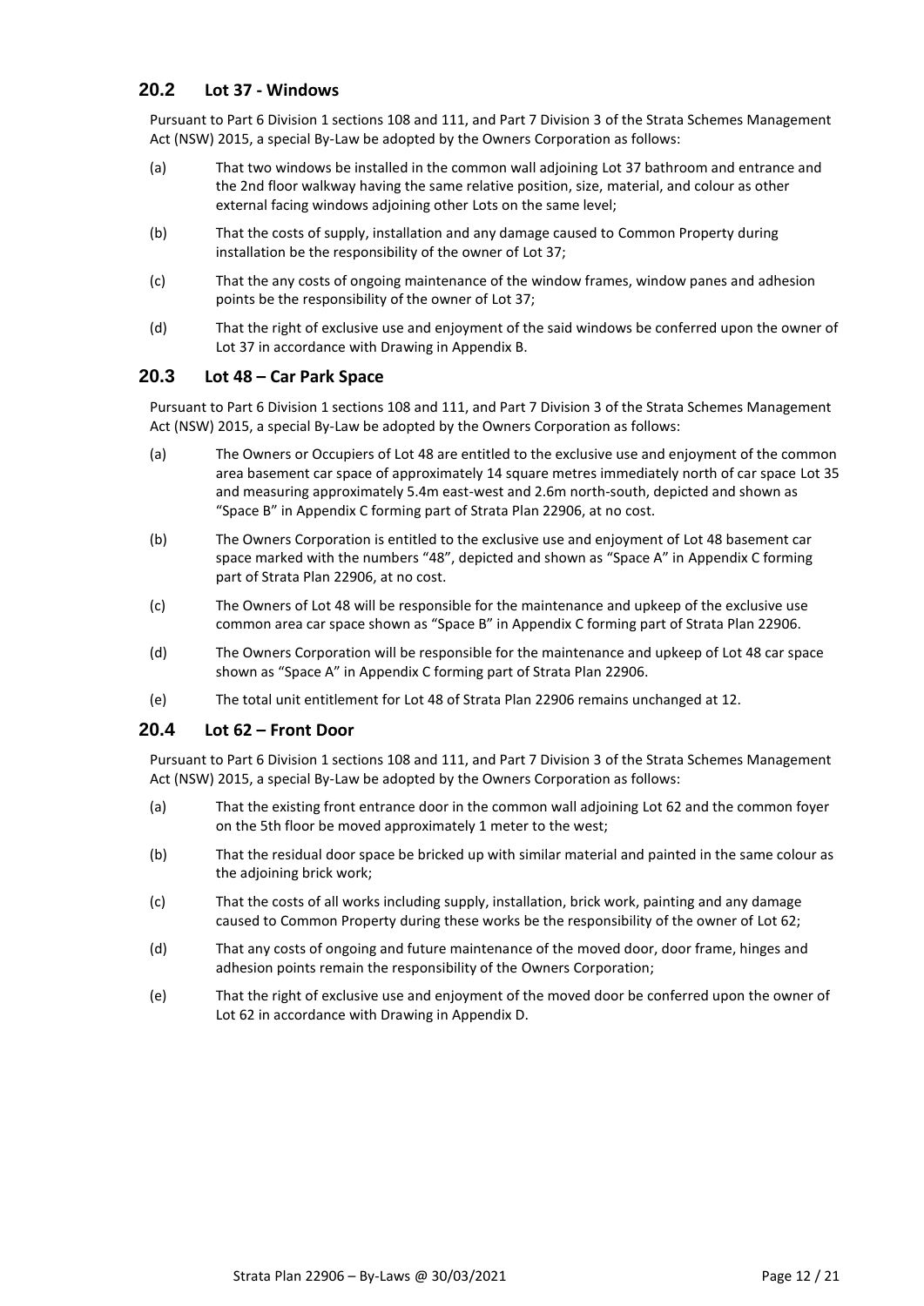## 20.2 Lot 37 - Windows

Pursuant to Part 6 Division 1 sections 108 and 111, and Part 7 Division 3 of the Strata Schemes Management Act (NSW) 2015, a special By-Law be adopted by the Owners Corporation as follows:

(a) That two windows be installed in the common wall adjoining Lot 37 bathroom and entrance and the 2nd floor walkway having the same relative position, size, material, and colour as other external facing windows adjoining other Lots on the same level;

(b) That the costs of supply, installation and any damage caused to Common Property during installation be the responsibility of the owner of Lot 37;

(c) That the any costs of ongoing maintenance of the window frames, window panes and adhesion points be the responsibility of the owner of Lot 37;

(d) That the right of exclusive use and enjoyment of the said windows be conferred upon the owner of Lot 37 in accordance with Drawing in Appendix B.

## 20.3 Lot 48 – Car Park Space

Pursuant to Part 6 Division 1 sections 108 and 111, and Part 7 Division 3 of the Strata Schemes Management Act (NSW) 2015, a special By-Law be adopted by the Owners Corporation as follows:

(a) The Owners or Occupiers of Lot 48 are entitled to the exclusive use and enjoyment of the common area basement car space of approximately 14 square metres immediately north of car space Lot 35 and measuring approximately 5.4m east-west and 2.6m north-south, depicted and shown as "Space B" in Appendix C forming part of Strata Plan 22906, at no cost.

(b) The Owners Corporation is entitled to the exclusive use and enjoyment of Lot 48 basement car space marked with the numbers "48", depicted and shown as "Space A" in Appendix C forming part of Strata Plan 22906, at no cost.

(c) The Owners of Lot 48 will be responsible for the maintenance and upkeep of the exclusive use common area car space shown as "Space B" in Appendix C forming part of Strata Plan 22906.

(d) The Owners Corporation will be responsible for the maintenance and upkeep of Lot 48 car space shown as "Space A" in Appendix C forming part of Strata Plan 22906.

(e) The total unit entitlement for Lot 48 of Strata Plan 22906 remains unchanged at 12.

## 20.4 Lot 62 – Front Door

Pursuant to Part 6 Division 1 sections 108 and 111, and Part 7 Division 3 of the Strata Schemes Management Act (NSW) 2015, a special By-Law be adopted by the Owners Corporation as follows:

(a) That the existing front entrance door in the common wall adjoining Lot 62 and the common foyer on the 5th floor be moved approximately 1 meter to the west;

(b) That the residual door space be bricked up with similar material and painted in the same colour as the adjoining brick work;

(c) That the costs of all works including supply, installation, brick work, painting and any damage caused to Common Property during these works be the responsibility of the owner of Lot 62;

(d) That any costs of ongoing and future maintenance of the moved door, door frame, hinges and adhesion points remain the responsibility of the Owners Corporation;

(e) That the right of exclusive use and enjoyment of the moved door be conferred upon the owner of Lot 62 in accordance with Drawing in Appendix D.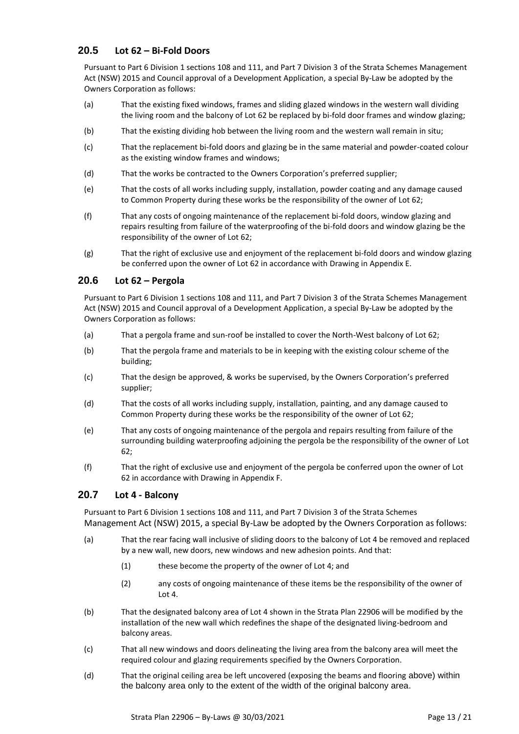## 20.5 Lot 62 – Bi-Fold Doors

Pursuant to Part 6 Division 1 sections 108 and 111, and Part 7 Division 3 of the Strata Schemes Management Act (NSW) 2015 and Council approval of a Development Application, a special By-Law be adopted by the Owners Corporation as follows:

(a) That the existing fixed windows, frames and sliding glazed windows in the western wall dividing the living room and the balcony of Lot 62 be replaced by bi-fold door frames and window glazing;

(b) That the existing dividing hob between the living room and the western wall remain in situ;

(c) That the replacement bi-fold doors and glazing be in the same material and powder-coated colour as the existing window frames and windows;

(d) That the works be contracted to the Owners Corporation's preferred supplier;

(e) That the costs of all works including supply, installation, powder coating and any damage caused to Common Property during these works be the responsibility of the owner of Lot 62;

(f) That any costs of ongoing maintenance of the replacement bi-fold doors, window glazing and repairs resulting from failure of the waterproofing of the bi-fold doors and window glazing be the responsibility of the owner of Lot 62;

(g) That the right of exclusive use and enjoyment of the replacement bi-fold doors and window glazing be conferred upon the owner of Lot 62 in accordance with Drawing in Appendix E.

## 20.6 Lot 62 – Pergola

Pursuant to Part 6 Division 1 sections 108 and 111, and Part 7 Division 3 of the Strata Schemes Management Act (NSW) 2015 and Council approval of a Development Application, a special By-Law be adopted by the Owners Corporation as follows:

(a) That a pergola frame and sun-roof be installed to cover the North-West balcony of Lot 62;

(b) That the pergola frame and materials to be in keeping with the existing colour scheme of the building;

(c) That the design be approved, & works be supervised, by the Owners Corporation's preferred supplier;

(d) That the costs of all works including supply, installation, painting, and any damage caused to Common Property during these works be the responsibility of the owner of Lot 62;

(e) That any costs of ongoing maintenance of the pergola and repairs resulting from failure of the surrounding building waterproofing adjoining the pergola be the responsibility of the owner of Lot 62;

(f) That the right of exclusive use and enjoyment of the pergola be conferred upon the owner of Lot 62 in accordance with Drawing in Appendix F.

## 20.7 Lot 4 - Balcony

Pursuant to Part 6 Division 1 sections 108 and 111, and Part 7 Division 3 of the Strata Schemes Management Act (NSW) 2015, a special By-Law be adopted by the Owners Corporation as follows:

(a) That the rear facing wall inclusive of sliding doors to the balcony of Lot 4 be removed and replaced by a new wall, new doors, new windows and new adhesion points. And that:

   (1) these become the property of the owner of Lot 4; and

   (2) any costs of ongoing maintenance of these items be the responsibility of the owner of Lot 4.

(b) That the designated balcony area of Lot 4 shown in the Strata Plan 22906 will be modified by the installation of the new wall which redefines the shape of the designated living-bedroom and balcony areas.

(c) That all new windows and doors delineating the living area from the balcony area will meet the required colour and glazing requirements specified by the Owners Corporation.

(d) That the original ceiling area be left uncovered (exposing the beams and flooring above) within the balcony area only to the extent of the width of the original balcony area.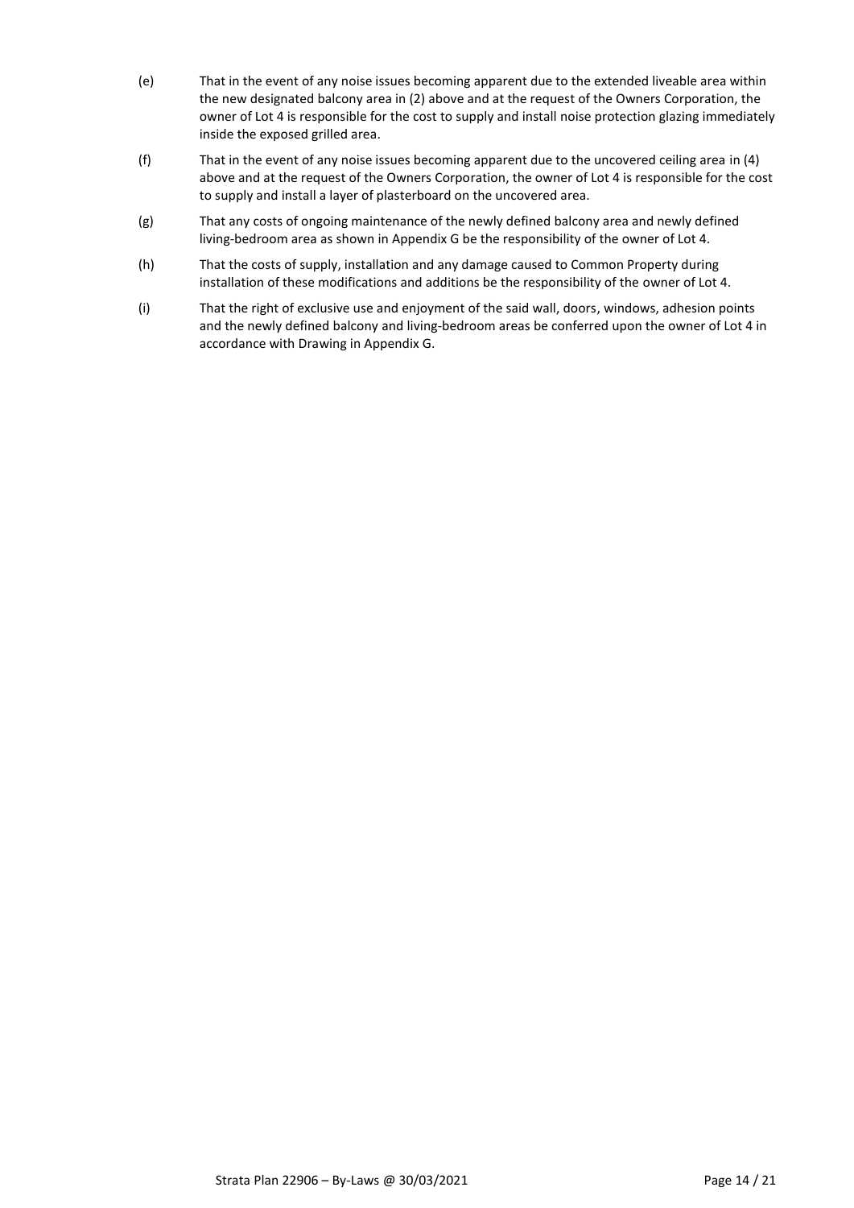(e) That in the event of any noise issues becoming apparent due to the extended liveable area within the new designated balcony area in (2) above and at the request of the Owners Corporation, the owner of Lot 4 is responsible for the cost to supply and install noise protection glazing immediately inside the exposed grilled area.

(f) That in the event of any noise issues becoming apparent due to the uncovered ceiling area in (4) above and at the request of the Owners Corporation, the owner of Lot 4 is responsible for the cost to supply and install a layer of plasterboard on the uncovered area.

(g) That any costs of ongoing maintenance of the newly defined balcony area and newly defined living-bedroom area as shown in Appendix G be the responsibility of the owner of Lot 4.

(h) That the costs of supply, installation and any damage caused to Common Property during installation of these modifications and additions be the responsibility of the owner of Lot 4.

(i) That the right of exclusive use and enjoyment of the said wall, doors, windows, adhesion points and the newly defined balcony and living-bedroom areas be conferred upon the owner of Lot 4 in accordance with Drawing in Appendix G.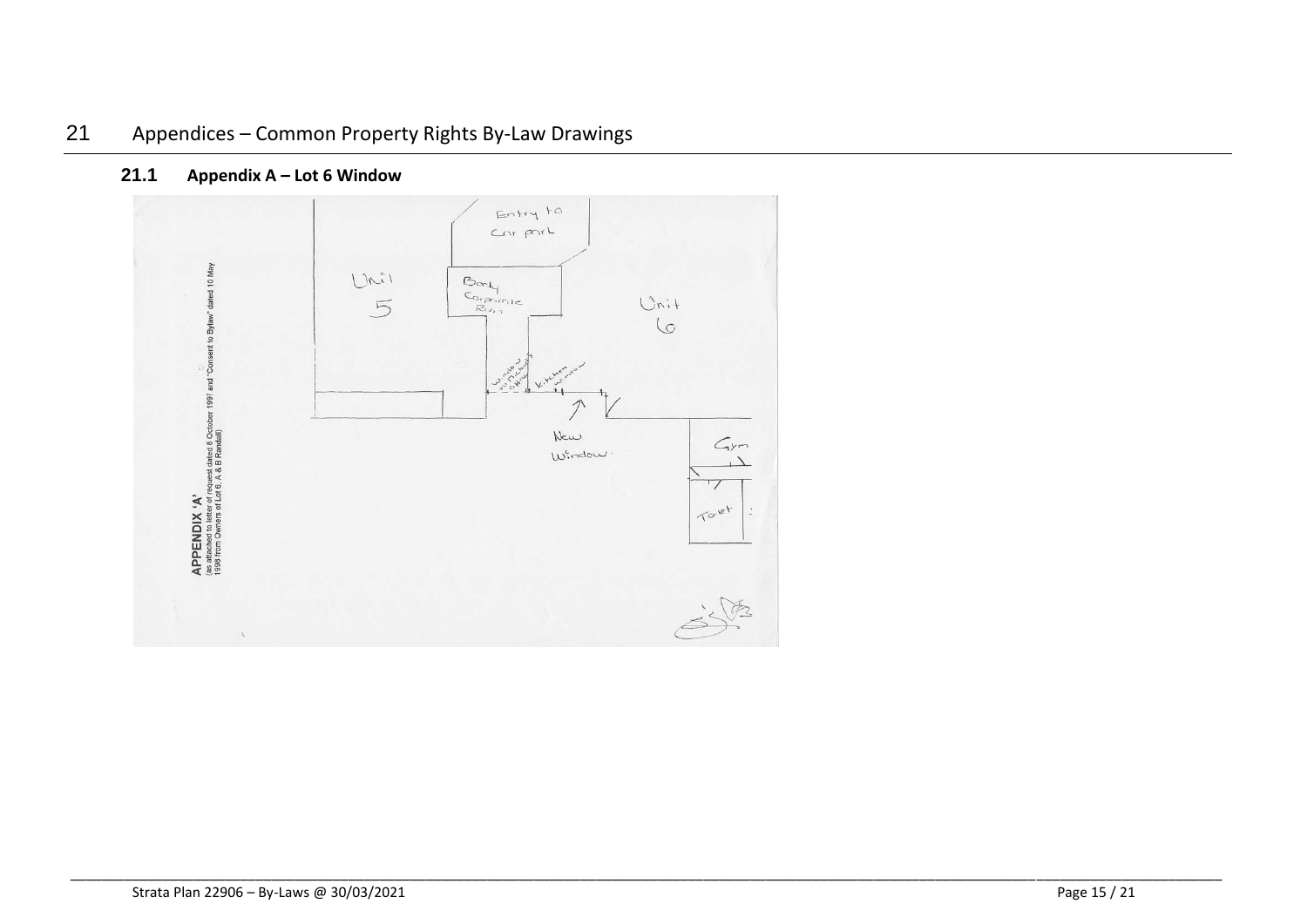# 21 Appendices – Common Property Rights By-Law Drawings

## 21.1 Appendix A – Lot 6 Window

APPENDIX 'A'
(as attached to letter of request dated 8 October 1997 and "Consent to Bylaw" dated 10 May 1998 from Owners of Lot 6, A & B Randall)

Entry to Car park

Unit 5

Body Corporate Room

Unit 6

Window to Richards Office

Kitchen window

New Window.

Gym

Toilet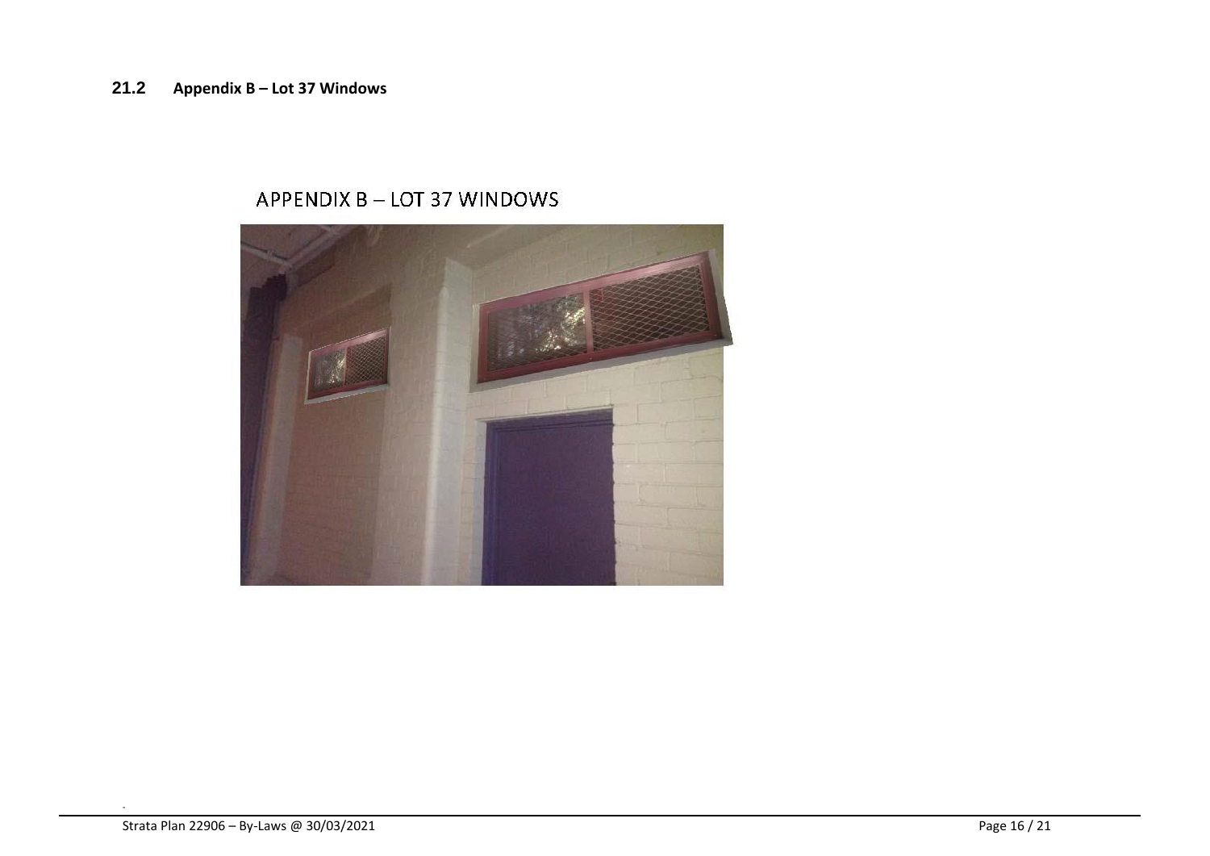### 21.2 Appendix B – Lot 37 Windows

APPENDIX B – LOT 37 WINDOWS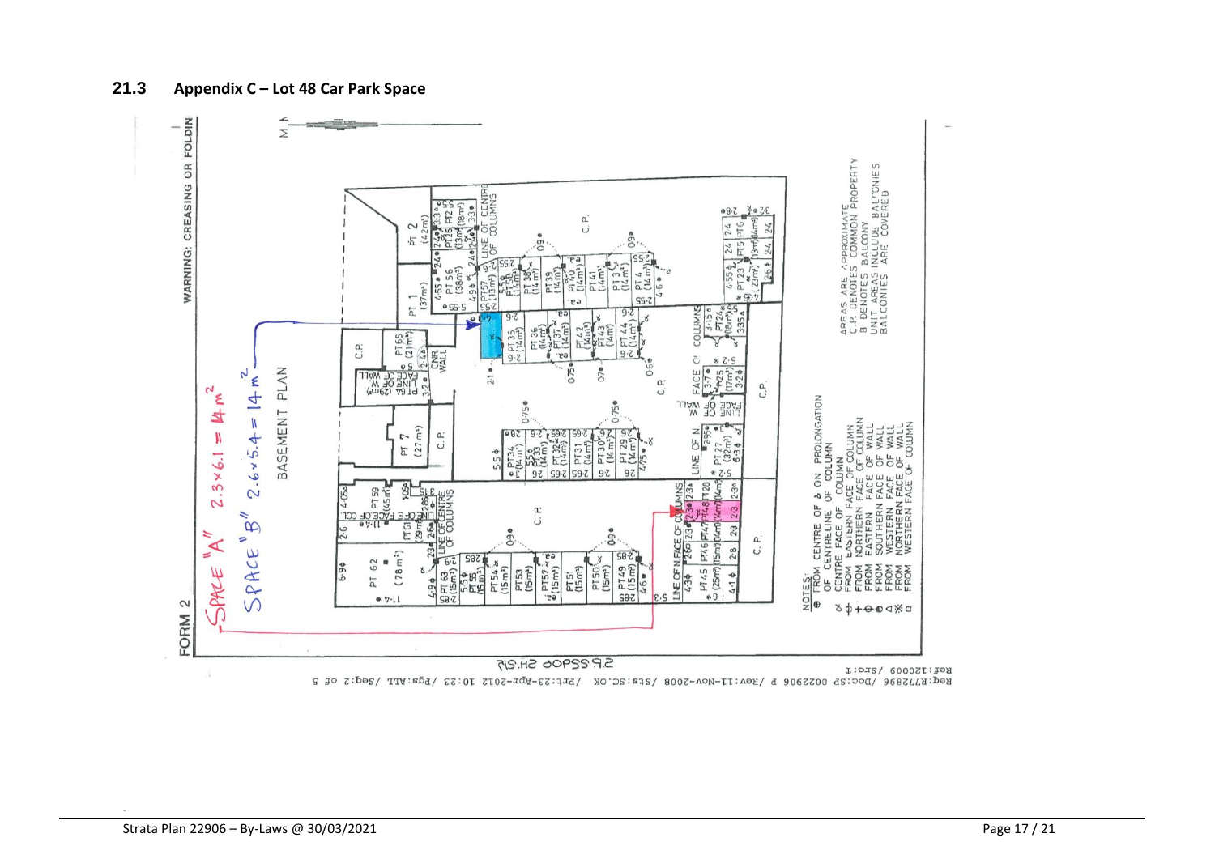## 21.3 Appendix C – Lot 48 Car Park Space

FORM 2

WARNING: CREASING OR FOLDING

BASEMENT PLAN

SPACE "A" 2.3×6.1 = 14 m²

SPACE "B" 2.6×5.4 = 14 m²

NOTES:
- ⊕ FROM CENTRE OF & ON PROLONGATION OF CENTRELINE OF COLUMN
- ∝ CENTRE FACE OF COLUMN
- ϕ FROM EASTERN FACE OF COLUMN
- \+ FROM NORTHERN FACE OF COLUMN
- ⊖ FROM EASTERN FACE OF WALL
- ● FROM SOUTHERN FACE OF WALL
- △ FROM WESTERN FACE OF WALL
- ※ FROM NORTHERN FACE OF WALL
- ◻ FROM WESTERN FACE OF COLUMN

AREAS ARE APPROXIMATE
C.P. DENOTES COMMON PROPERTY
B. DENOTES BALCONY
UNIT AREAS INCLUDE BALCONIES
BALCONIES ARE COVERED

2SP22906 SH.5/2

Req:R772896 /Doc:SP 0022906 P /Rev:11-Nov-2008 /Sts:SC.OK /Prt:23-Apr-2012 10:23 /Pgs:ALL /Seq:2 of 5
Ref:120009 /Src:T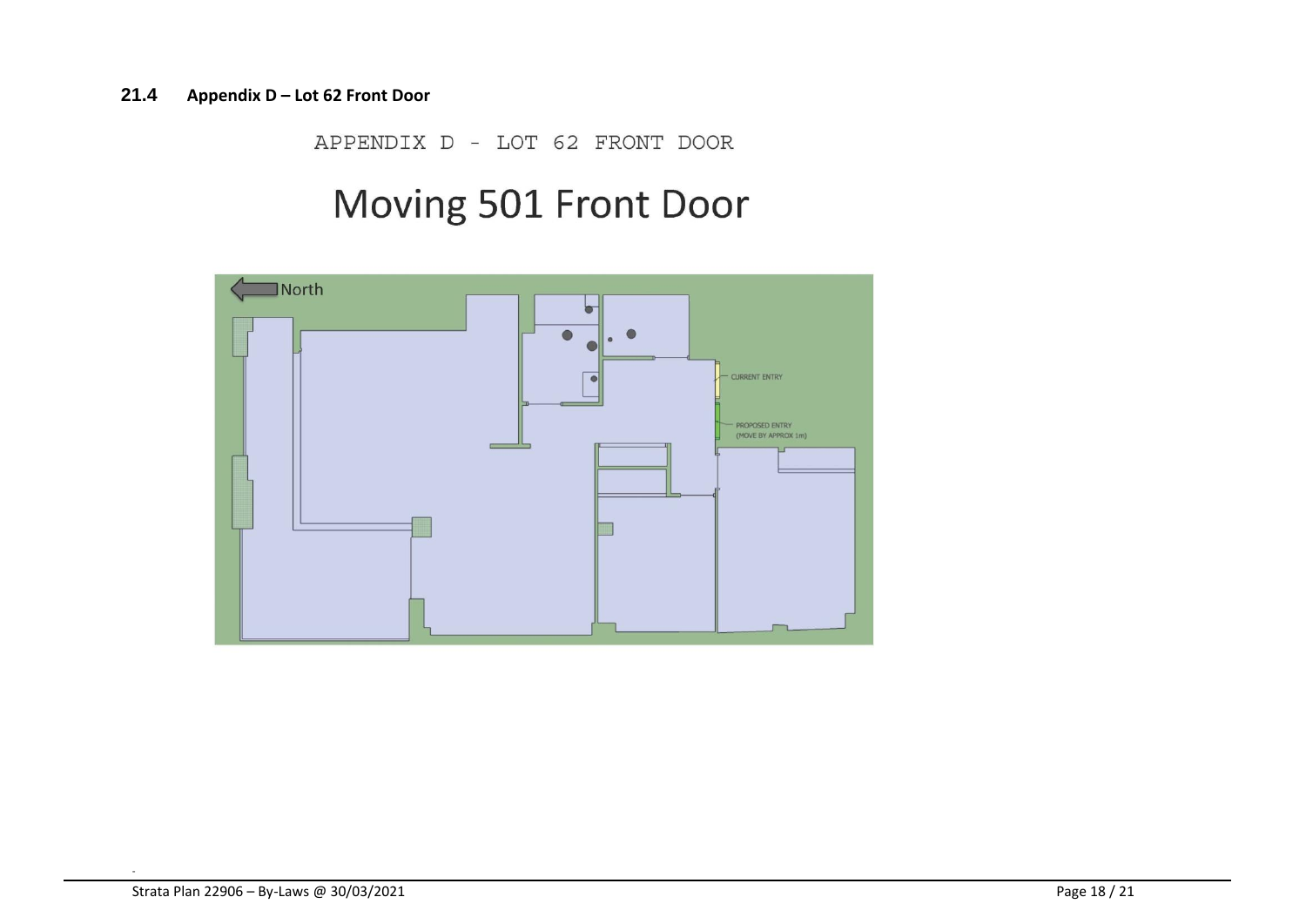### 21.4 Appendix D – Lot 62 Front Door

APPENDIX D - LOT 62 FRONT DOOR

# Moving 501 Front Door

North

CURRENT ENTRY

PROPOSED ENTRY (MOVE BY APPROX 1m)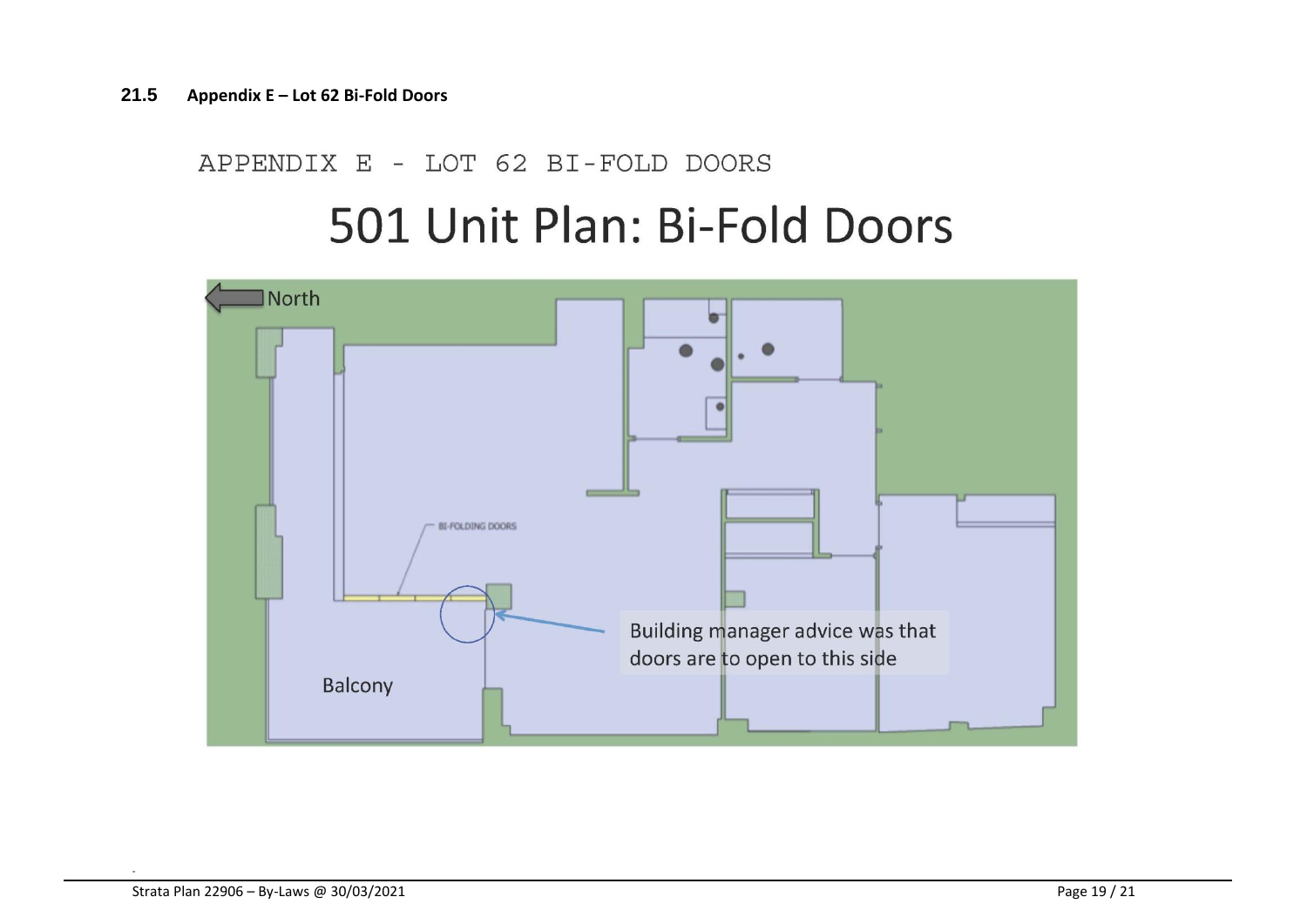### 21.5 Appendix E – Lot 62 Bi-Fold Doors

APPENDIX E - LOT 62 BI-FOLD DOORS

# 501 Unit Plan: Bi-Fold Doors

North

BI-FOLDING DOORS

Building manager advice was that doors are to open to this side

Balcony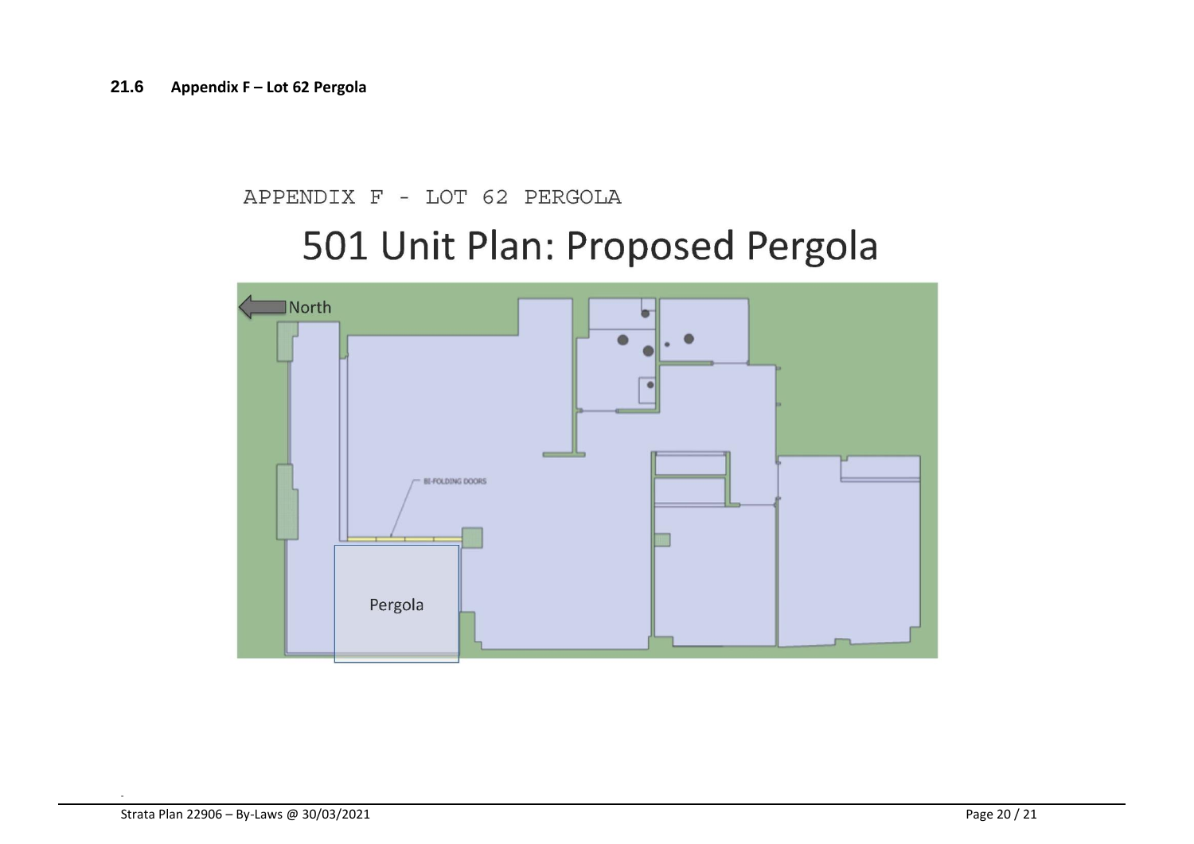### 21.6 Appendix F – Lot 62 Pergola

APPENDIX F - LOT 62 PERGOLA

# 501 Unit Plan: Proposed Pergola

North

BI-FOLDING DOORS

Pergola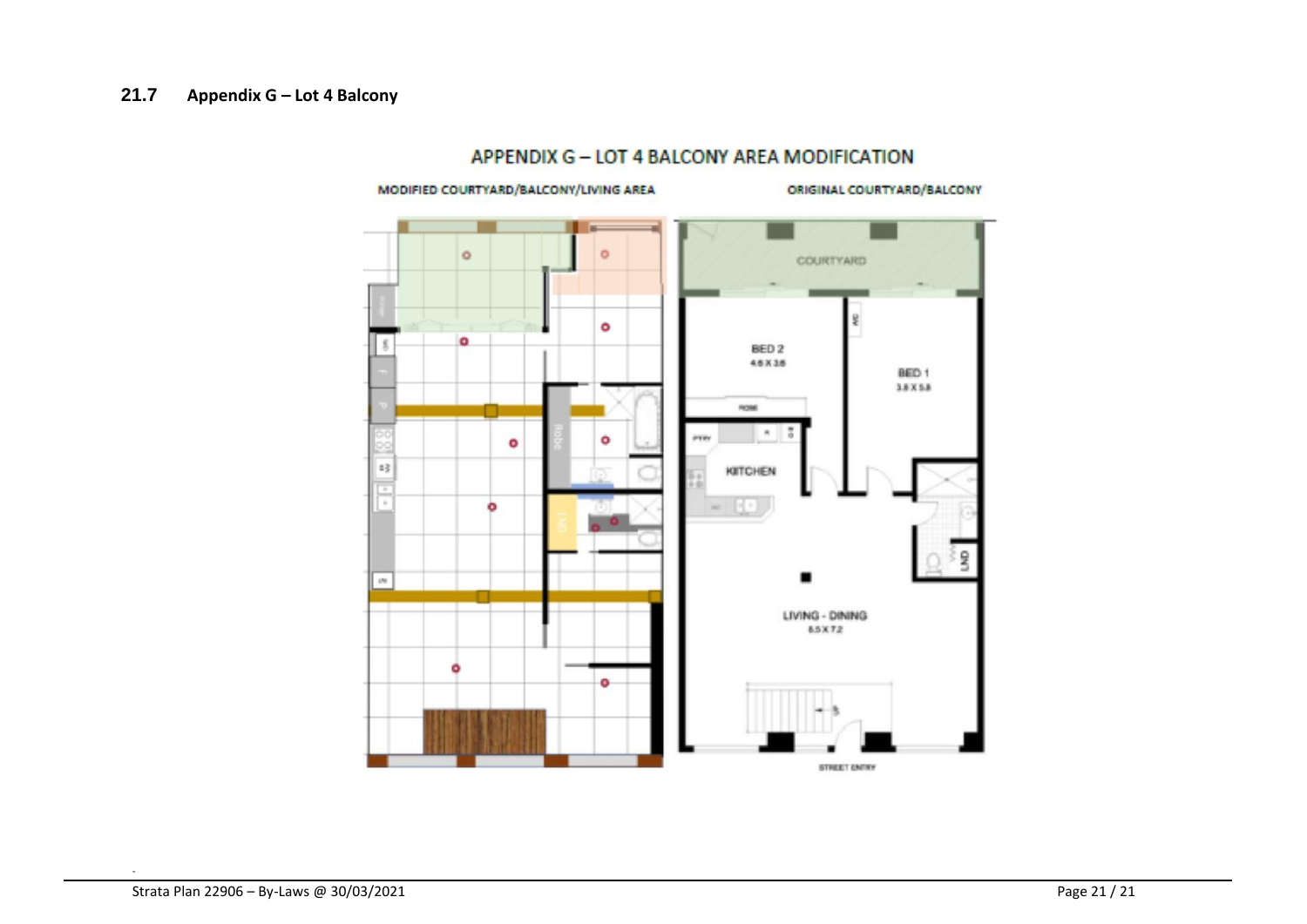## 21.7 Appendix G – Lot 4 Balcony

APPENDIX G – LOT 4 BALCONY AREA MODIFICATION

MODIFIED COURTYARD/BALCONY/LIVING AREA

ORIGINAL COURTYARD/BALCONY

COURTYARD

BED 2
4.6 X 3.6

BED 1
3.8 X 5.8

KITCHEN

LIVING - DINING
8.5 X 7.2

STREET ENTRY